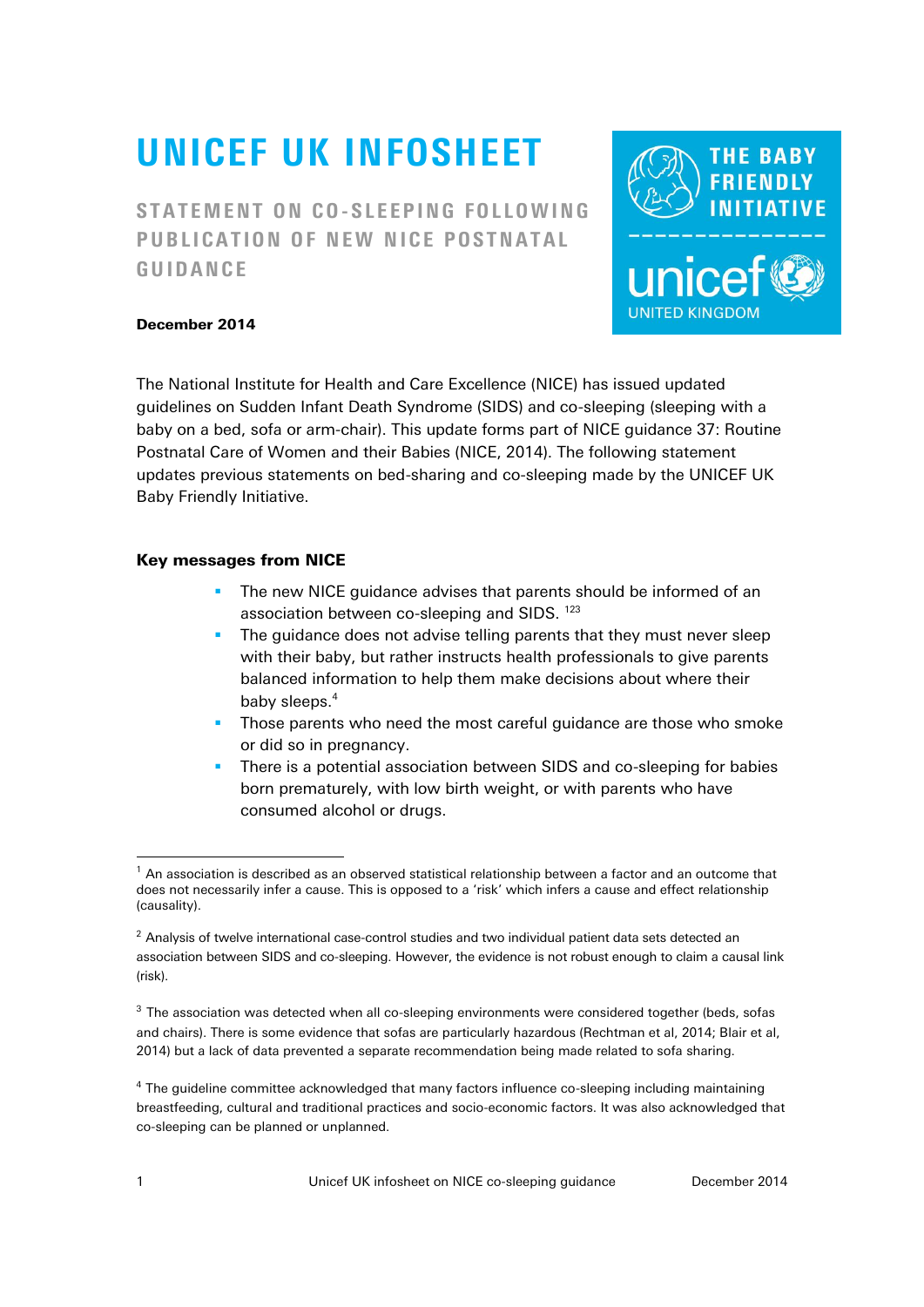# UNICEF UK INFOSHEET

## STATEMENT ON CO-SLEEPING FOLLOWING PUBLICATION OF NEW NICE POSTNATAL GUIDANCE

THE BABY FRIENDLY INITIATIVE

unicef UNITED KINGDOM

**December 2014**

The National Institute for Health and Care Excellence (NICE) has issued updated guidelines on Sudden Infant Death Syndrome (SIDS) and co-sleeping (sleeping with a baby on a bed, sofa or arm-chair). This update forms part of NICE guidance 37: Routine Postnatal Care of Women and their Babies (NICE, 2014). The following statement updates previous statements on bed-sharing and co-sleeping made by the UNICEF UK Baby Friendly Initiative.

### Key messages from NICE

- The new NICE guidance advises that parents should be informed of an association between co-sleeping and SIDS. [1,2,3]
- The guidance does not advise telling parents that they must never sleep with their baby, but rather instructs health professionals to give parents balanced information to help them make decisions about where their baby sleeps.[4]
- Those parents who need the most careful guidance are those who smoke or did so in pregnancy.
- There is a potential association between SIDS and co-sleeping for babies born prematurely, with low birth weight, or with parents who have consumed alcohol or drugs.

---

[1] An association is described as an observed statistical relationship between a factor and an outcome that does not necessarily infer a cause. This is opposed to a 'risk' which infers a cause and effect relationship (causality).

[2] Analysis of twelve international case-control studies and two individual patient data sets detected an association between SIDS and co-sleeping. However, the evidence is not robust enough to claim a causal link (risk).

[3] The association was detected when all co-sleeping environments were considered together (beds, sofas and chairs). There is some evidence that sofas are particularly hazardous (Rechtman et al, 2014; Blair et al, 2014) but a lack of data prevented a separate recommendation being made related to sofa sharing.

[4] The guideline committee acknowledged that many factors influence co-sleeping including maintaining breastfeeding, cultural and traditional practices and socio-economic factors. It was also acknowledged that co-sleeping can be planned or unplanned.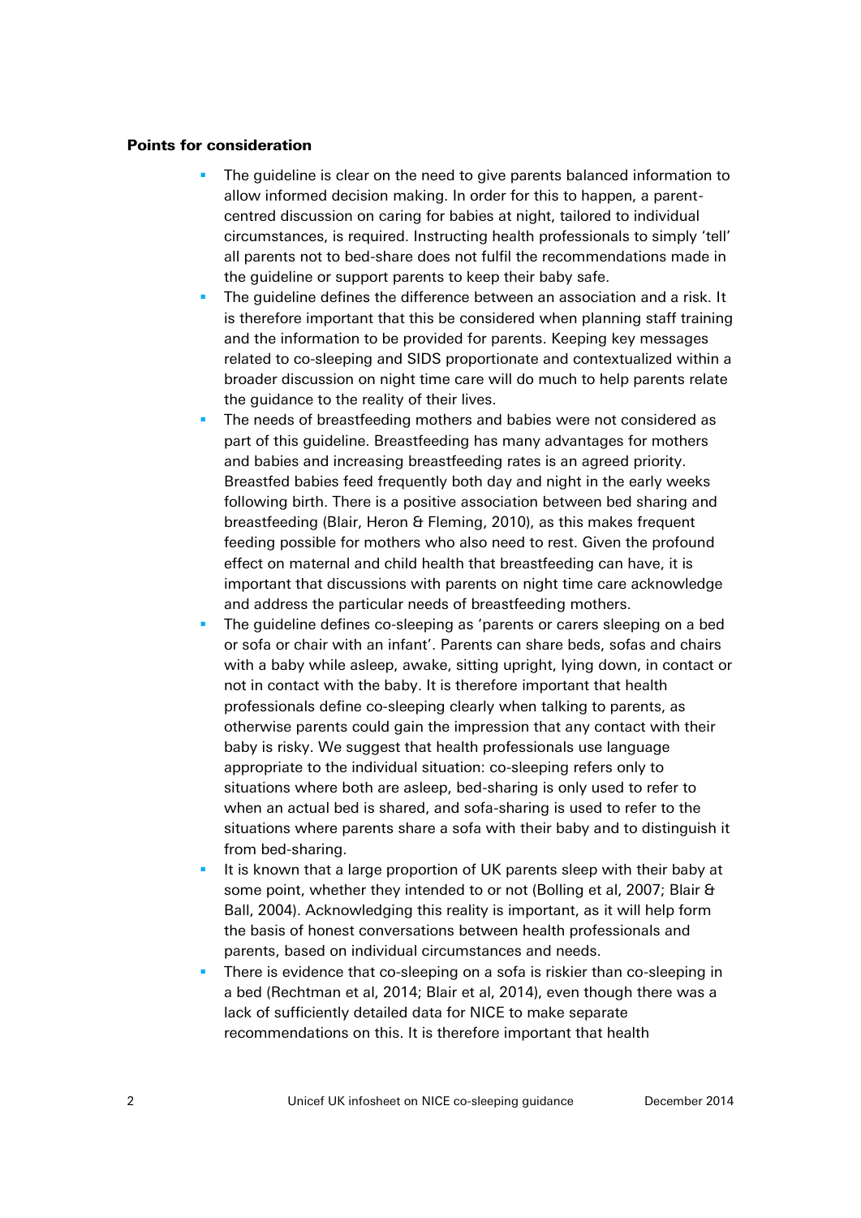**Points for consideration**

- The guideline is clear on the need to give parents balanced information to allow informed decision making. In order for this to happen, a parent-centred discussion on caring for babies at night, tailored to individual circumstances, is required. Instructing health professionals to simply 'tell' all parents not to bed-share does not fulfil the recommendations made in the guideline or support parents to keep their baby safe.
- The guideline defines the difference between an association and a risk. It is therefore important that this be considered when planning staff training and the information to be provided for parents. Keeping key messages related to co-sleeping and SIDS proportionate and contextualized within a broader discussion on night time care will do much to help parents relate the guidance to the reality of their lives.
- The needs of breastfeeding mothers and babies were not considered as part of this guideline. Breastfeeding has many advantages for mothers and babies and increasing breastfeeding rates is an agreed priority. Breastfed babies feed frequently both day and night in the early weeks following birth. There is a positive association between bed sharing and breastfeeding (Blair, Heron & Fleming, 2010), as this makes frequent feeding possible for mothers who also need to rest. Given the profound effect on maternal and child health that breastfeeding can have, it is important that discussions with parents on night time care acknowledge and address the particular needs of breastfeeding mothers.
- The guideline defines co-sleeping as 'parents or carers sleeping on a bed or sofa or chair with an infant'. Parents can share beds, sofas and chairs with a baby while asleep, awake, sitting upright, lying down, in contact or not in contact with the baby. It is therefore important that health professionals define co-sleeping clearly when talking to parents, as otherwise parents could gain the impression that any contact with their baby is risky. We suggest that health professionals use language appropriate to the individual situation: co-sleeping refers only to situations where both are asleep, bed-sharing is only used to refer to when an actual bed is shared, and sofa-sharing is used to refer to the situations where parents share a sofa with their baby and to distinguish it from bed-sharing.
- It is known that a large proportion of UK parents sleep with their baby at some point, whether they intended to or not (Bolling et al, 2007; Blair & Ball, 2004). Acknowledging this reality is important, as it will help form the basis of honest conversations between health professionals and parents, based on individual circumstances and needs.
- There is evidence that co-sleeping on a sofa is riskier than co-sleeping in a bed (Rechtman et al, 2014; Blair et al, 2014), even though there was a lack of sufficiently detailed data for NICE to make separate recommendations on this. It is therefore important that health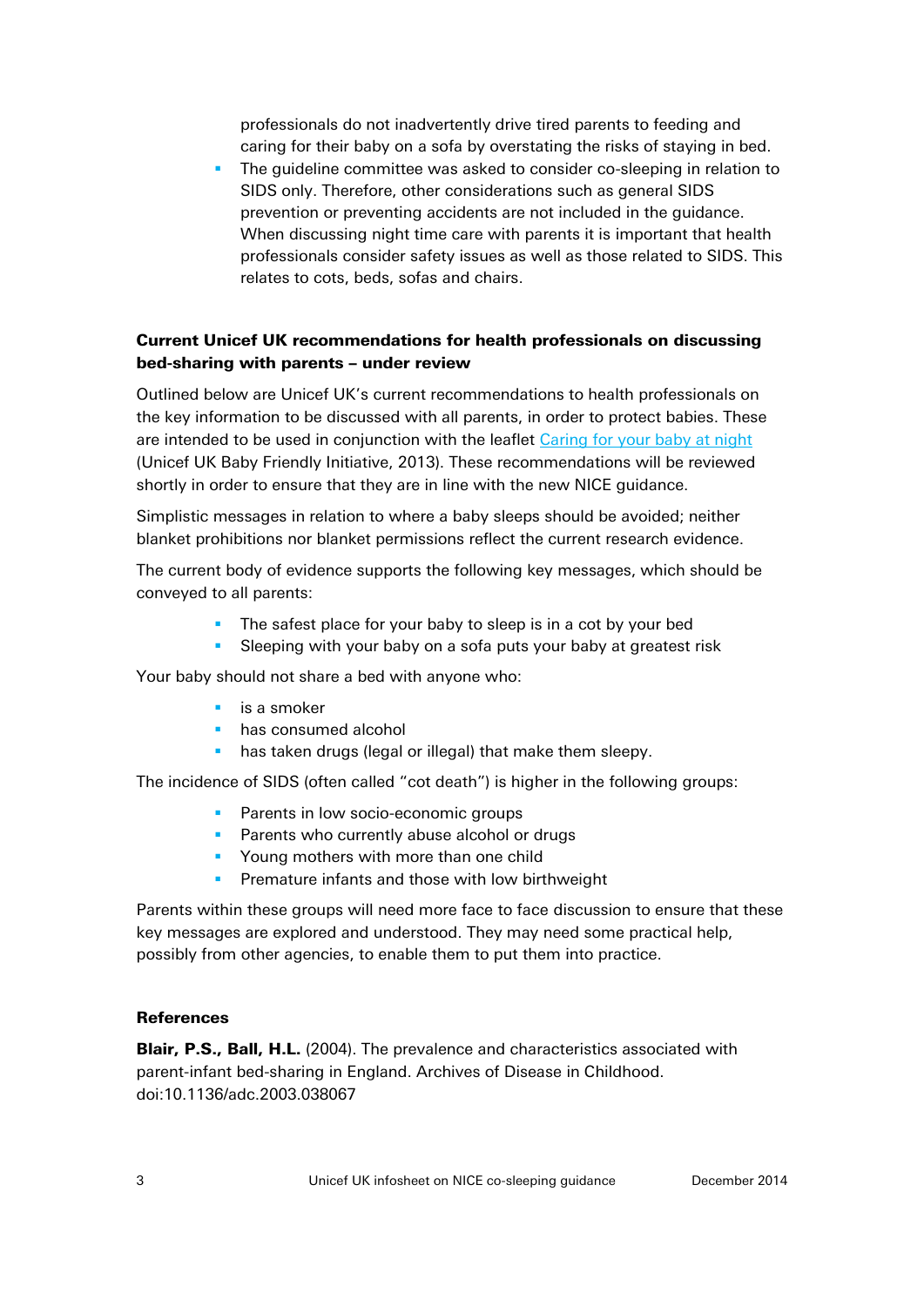professionals do not inadvertently drive tired parents to feeding and caring for their baby on a sofa by overstating the risks of staying in bed.

- The guideline committee was asked to consider co-sleeping in relation to SIDS only. Therefore, other considerations such as general SIDS prevention or preventing accidents are not included in the guidance. When discussing night time care with parents it is important that health professionals consider safety issues as well as those related to SIDS. This relates to cots, beds, sofas and chairs.

### Current Unicef UK recommendations for health professionals on discussing bed-sharing with parents – under review

Outlined below are Unicef UK's current recommendations to health professionals on the key information to be discussed with all parents, in order to protect babies. These are intended to be used in conjunction with the leaflet Caring for your baby at night (Unicef UK Baby Friendly Initiative, 2013). These recommendations will be reviewed shortly in order to ensure that they are in line with the new NICE guidance.

Simplistic messages in relation to where a baby sleeps should be avoided; neither blanket prohibitions nor blanket permissions reflect the current research evidence.

The current body of evidence supports the following key messages, which should be conveyed to all parents:

- The safest place for your baby to sleep is in a cot by your bed
- Sleeping with your baby on a sofa puts your baby at greatest risk

Your baby should not share a bed with anyone who:

- is a smoker
- has consumed alcohol
- has taken drugs (legal or illegal) that make them sleepy.

The incidence of SIDS (often called "cot death") is higher in the following groups:

- Parents in low socio-economic groups
- Parents who currently abuse alcohol or drugs
- Young mothers with more than one child
- Premature infants and those with low birthweight

Parents within these groups will need more face to face discussion to ensure that these key messages are explored and understood. They may need some practical help, possibly from other agencies, to enable them to put them into practice.

### References

**Blair, P.S., Ball, H.L.** (2004). The prevalence and characteristics associated with parent-infant bed-sharing in England. Archives of Disease in Childhood. doi:10.1136/adc.2003.038067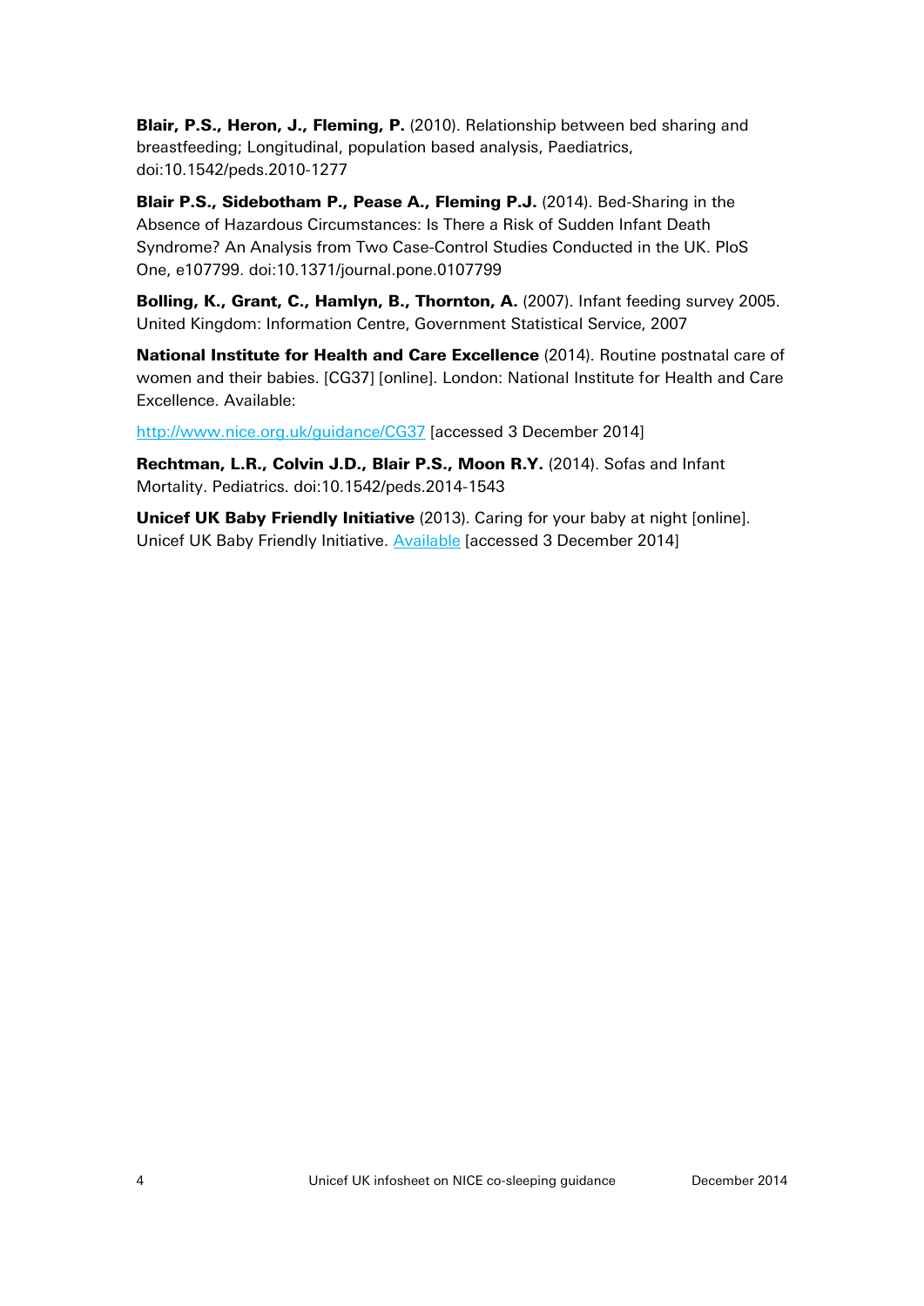**Blair, P.S., Heron, J., Fleming, P.** (2010). Relationship between bed sharing and breastfeeding; Longitudinal, population based analysis, Paediatrics, doi:10.1542/peds.2010-1277

**Blair P.S., Sidebotham P., Pease A., Fleming P.J.** (2014). Bed-Sharing in the Absence of Hazardous Circumstances: Is There a Risk of Sudden Infant Death Syndrome? An Analysis from Two Case-Control Studies Conducted in the UK. PloS One, e107799. doi:10.1371/journal.pone.0107799

**Bolling, K., Grant, C., Hamlyn, B., Thornton, A.** (2007). Infant feeding survey 2005. United Kingdom: Information Centre, Government Statistical Service, 2007

**National Institute for Health and Care Excellence** (2014). Routine postnatal care of women and their babies. [CG37] [online]. London: National Institute for Health and Care Excellence. Available:

http://www.nice.org.uk/guidance/CG37 [accessed 3 December 2014]

**Rechtman, L.R., Colvin J.D., Blair P.S., Moon R.Y.** (2014). Sofas and Infant Mortality. Pediatrics. doi:10.1542/peds.2014-1543

**Unicef UK Baby Friendly Initiative** (2013). Caring for your baby at night [online]. Unicef UK Baby Friendly Initiative. Available [accessed 3 December 2014]